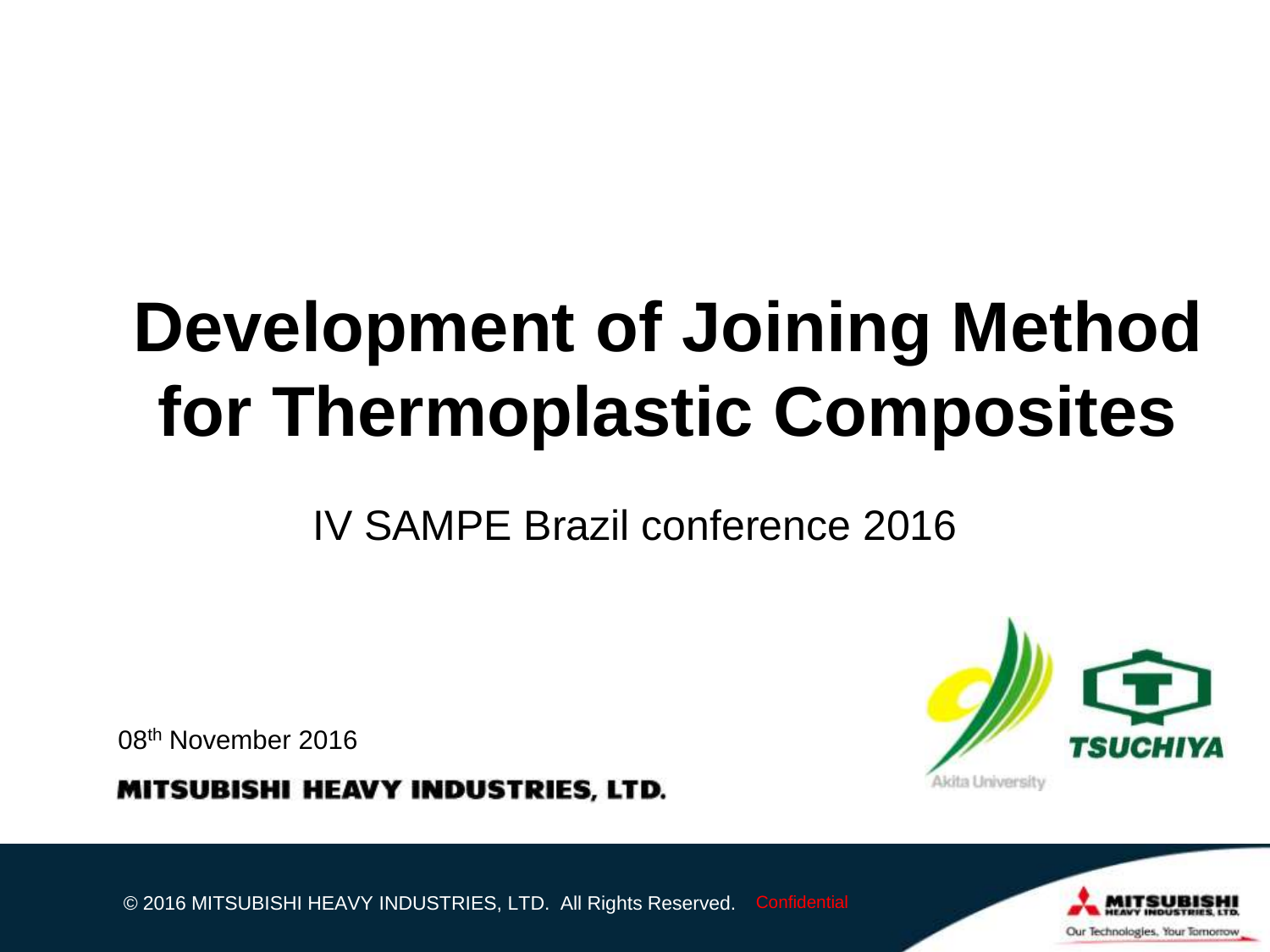# Development of Joining Method for Thermoplastic Composites

IV SAMPE Brazil conference 2016

08th November 2016

**MITSUBISHI HEAVY INDUSTRIES, LTD.**

Akita University

TSUCHIYA

© 2016 MITSUBISHI HEAVY INDUSTRIES, LTD. All Rights Reserved. Confidential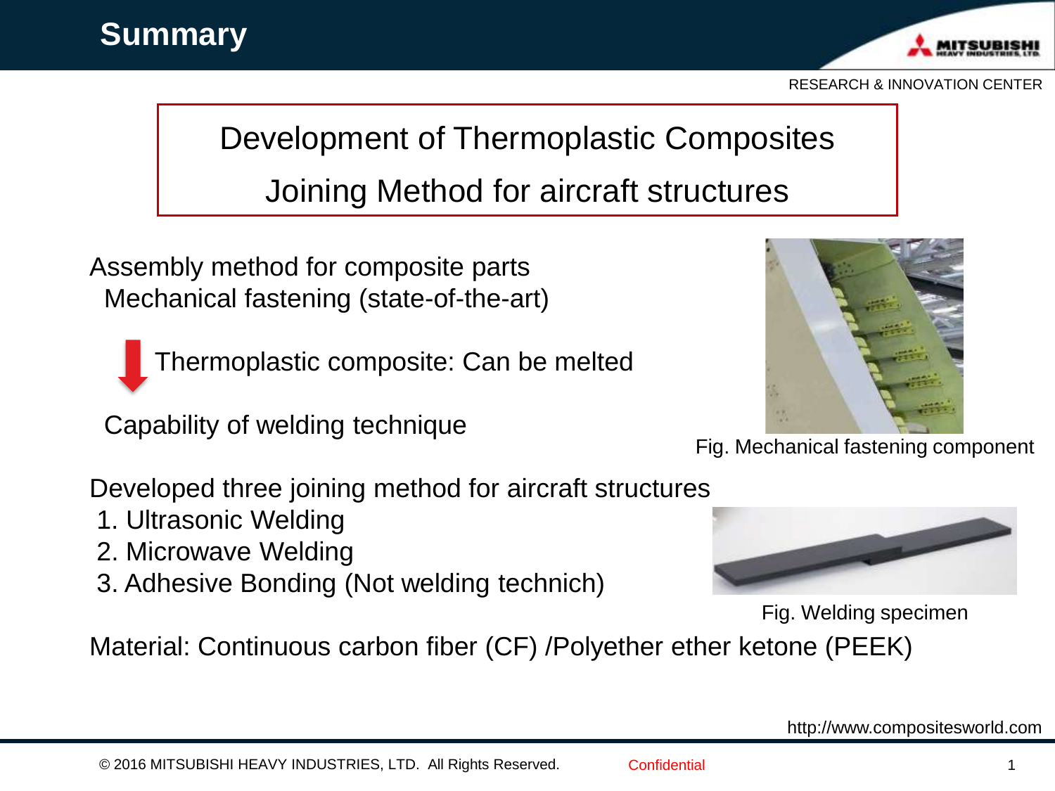# Summary

RESEARCH & INNOVATION CENTER

**Development of Thermoplastic Composites Joining Method for aircraft structures**

Assembly method for composite parts
Mechanical fastening (state-of-the-art)

↓ Thermoplastic composite: Can be melted

Capability of welding technique

Fig. Mechanical fastening component

Developed three joining method for aircraft structures

1. Ultrasonic Welding
2. Microwave Welding
3. Adhesive Bonding (Not welding technich)

Fig. Welding specimen

Material: Continuous carbon fiber (CF) /Polyether ether ketone (PEEK)

http://www.compositesworld.com

© 2016 MITSUBISHI HEAVY INDUSTRIES, LTD. All Rights Reserved. Confidential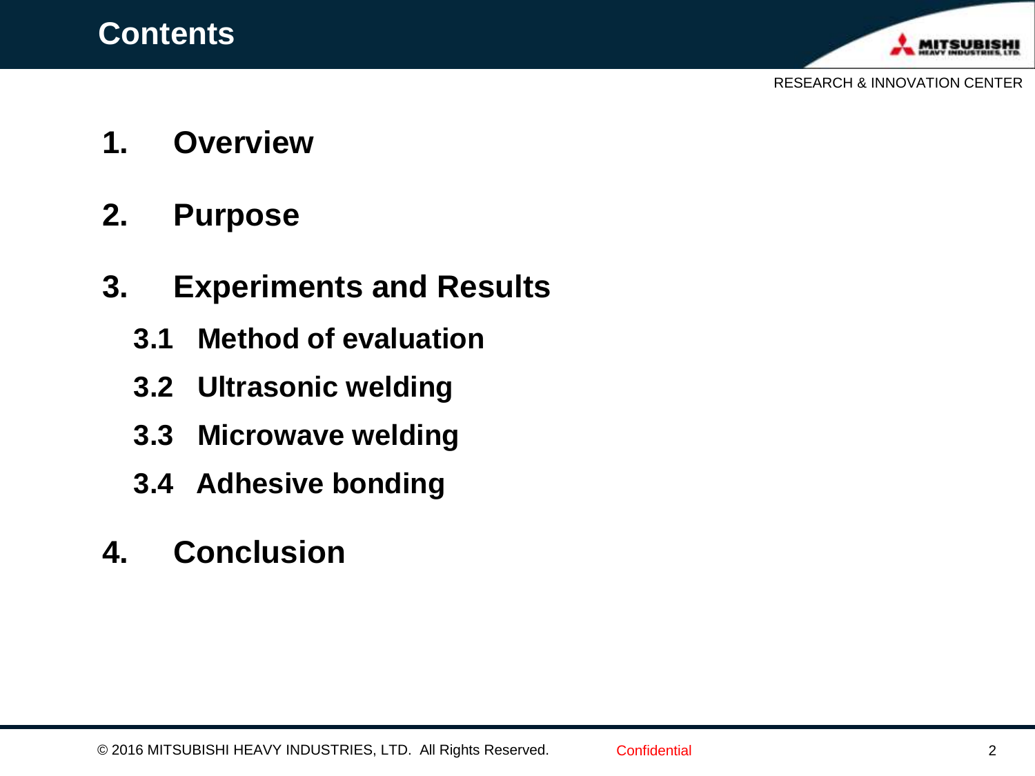# Contents

1. **Overview**

2. **Purpose**

3. **Experiments and Results**

   3.1 **Method of evaluation**

   3.2 **Ultrasonic welding**

   3.3 **Microwave welding**

   3.4 **Adhesive bonding**

4. **Conclusion**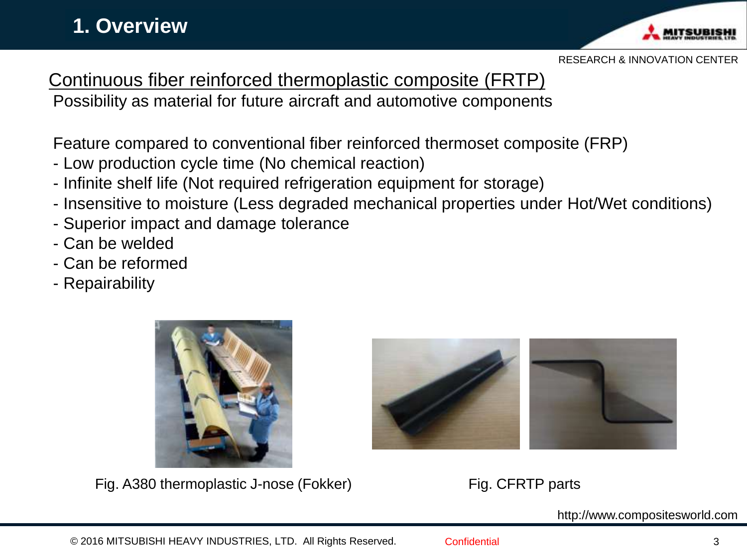# 1. Overview

Continuous fiber reinforced thermoplastic composite (FRTP)

Possibility as material for future aircraft and automotive components

Feature compared to conventional fiber reinforced thermoset composite (FRP)

- Low production cycle time (No chemical reaction)
- Infinite shelf life (Not required refrigeration equipment for storage)
- Insensitive to moisture (Less degraded mechanical properties under Hot/Wet conditions)
- Superior impact and damage tolerance
- Can be welded
- Can be reformed
- Repairability

Fig. A380 thermoplastic J-nose (Fokker)

Fig. CFRTP parts

http://www.compositesworld.com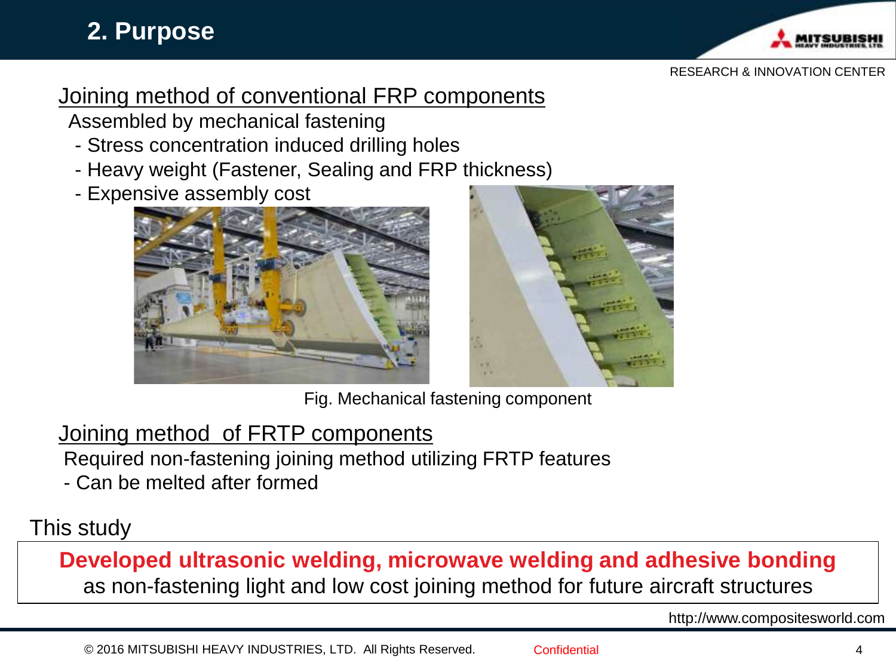## 2. Purpose

### Joining method of conventional FRP components

Assembled by mechanical fastening

- Stress concentration induced drilling holes
- Heavy weight (Fastener, Sealing and FRP thickness)
- Expensive assembly cost

Fig. Mechanical fastening component

### Joining method of FRTP components

Required non-fastening joining method utilizing FRTP features

- Can be melted after formed

### This study

**Developed ultrasonic welding, microwave welding and adhesive bonding** as non-fastening light and low cost joining method for future aircraft structures

http://www.compositesworld.com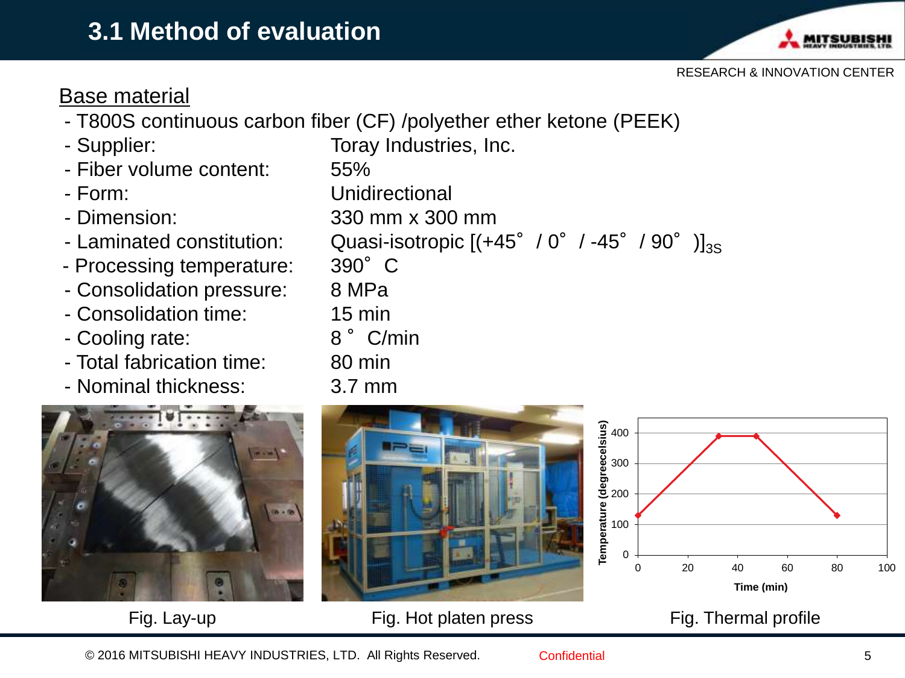# 3.1 Method of evaluation

## Base material

- T800S continuous carbon fiber (CF) /polyether ether ketone (PEEK)
- Supplier: Toray Industries, Inc.
- Fiber volume content: 55%
- Form: Unidirectional
- Dimension: 330 mm x 300 mm
- Laminated constitution: Quasi-isotropic $[(+45^\circ / 0^\circ / -45^\circ / 90^\circ)]_{3S}$
- Processing temperature: 390°C
- Consolidation pressure: 8 MPa
- Consolidation time: 15 min
- Cooling rate: 8°C/min
- Total fabrication time: 80 min
- Nominal thickness: 3.7 mm

Fig. Lay-up

Fig. Hot platen press

Fig. Thermal profile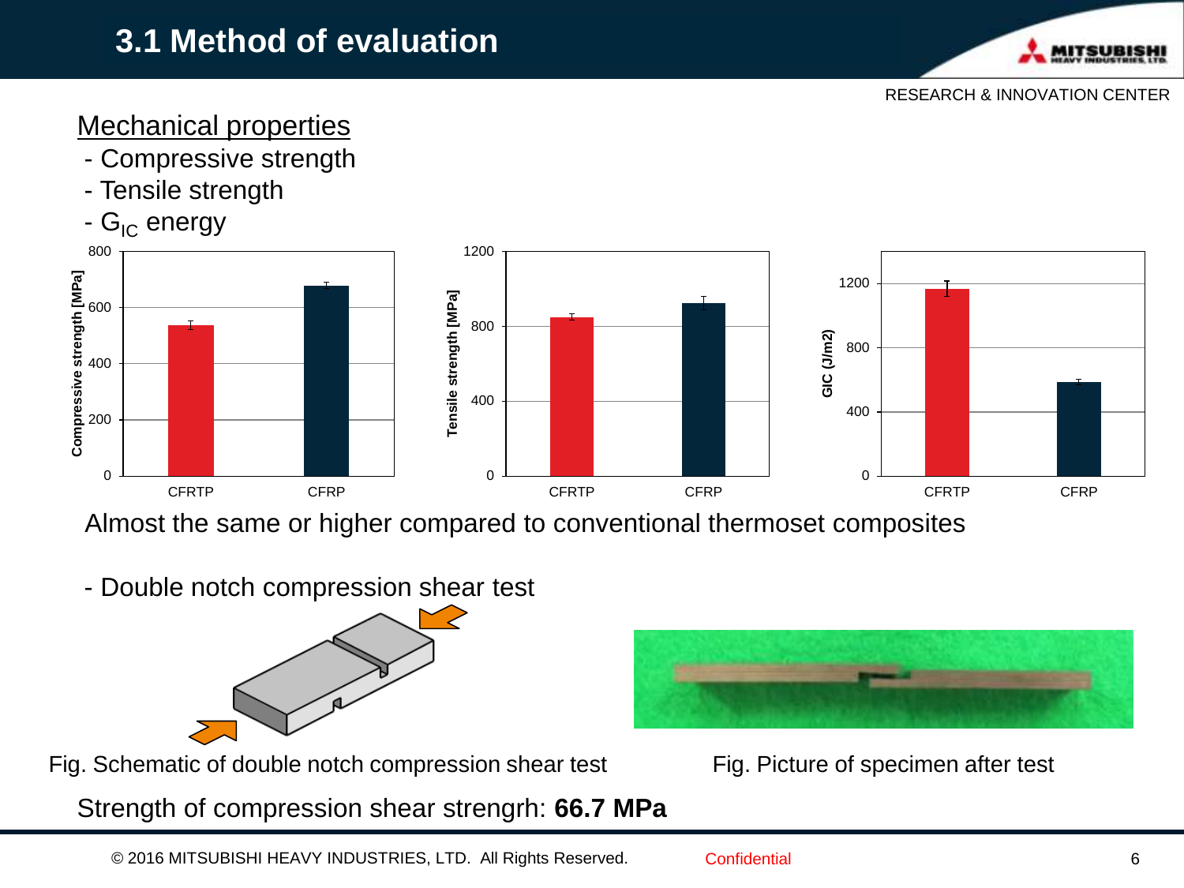# 3.1 Method of evaluation

RESEARCH & INNOVATION CENTER

Mechanical properties

- Compressive strength
- Tensile strength
- $G_{IC}$ energy

Almost the same or higher compared to conventional thermoset composites

- Double notch compression shear test

Fig. Schematic of double notch compression shear test

Fig. Picture of specimen after test

Strength of compression shear strengrh: **66.7 MPa**

© 2016 MITSUBISHI HEAVY INDUSTRIES, LTD. All Rights Reserved. Confidential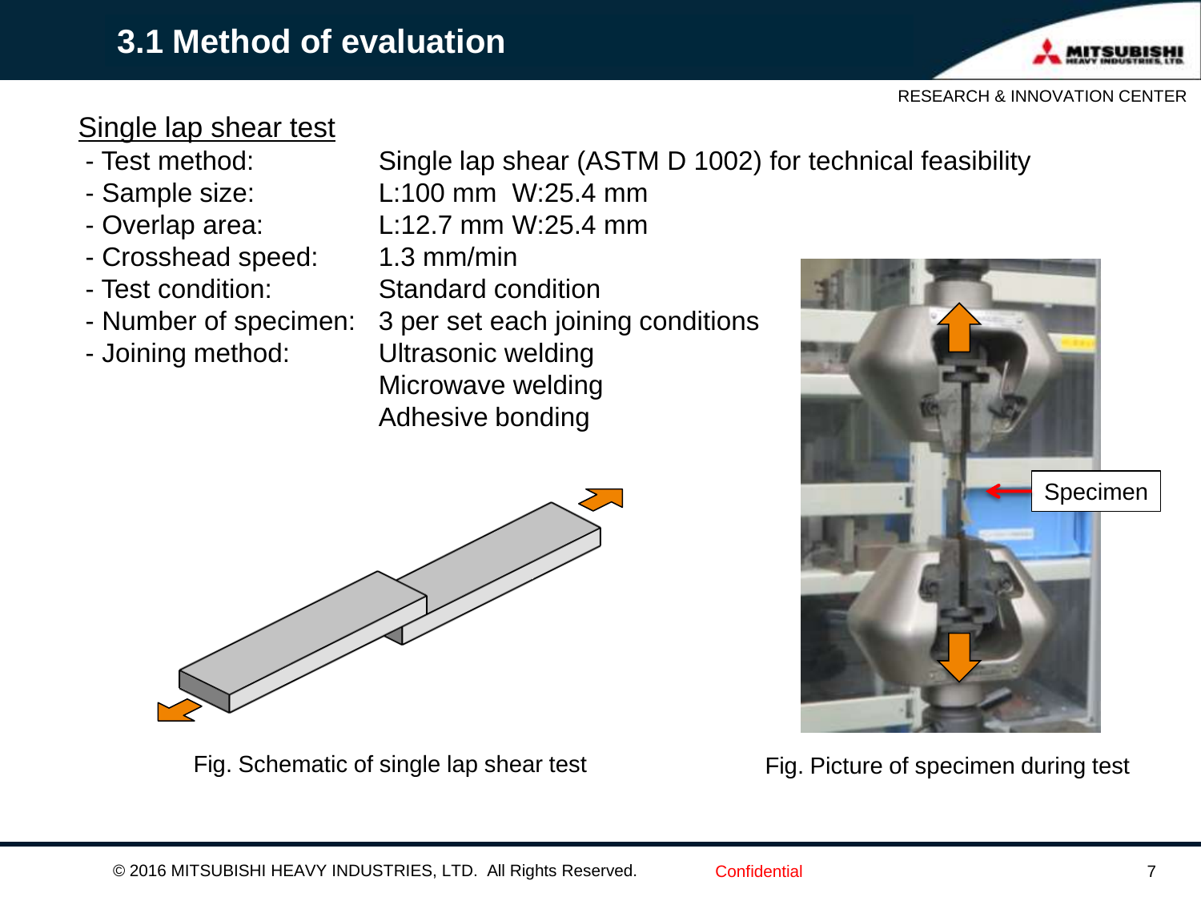# 3.1 Method of evaluation

## Single lap shear test

- Test method: Single lap shear (ASTM D 1002) for technical feasibility
- Sample size: L:100 mm W:25.4 mm
- Overlap area: L:12.7 mm W:25.4 mm
- Crosshead speed: 1.3 mm/min
- Test condition: Standard condition
- Number of specimen: 3 per set each joining conditions
- Joining method: Ultrasonic welding
  Microwave welding
  Adhesive bonding

Fig. Schematic of single lap shear test

Specimen

Fig. Picture of specimen during test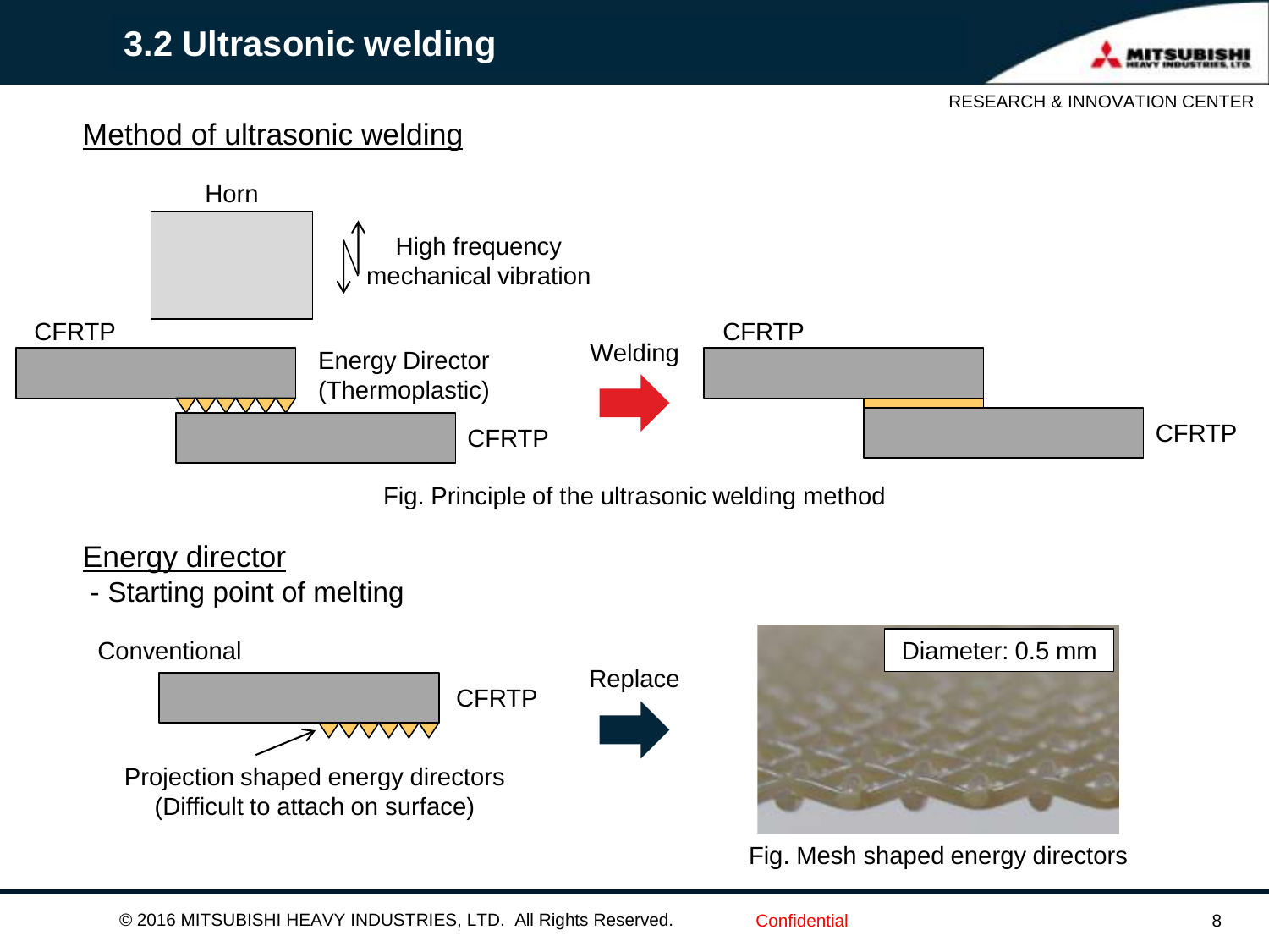# 3.2 Ultrasonic welding

RESEARCH & INNOVATION CENTER

## Method of ultrasonic welding

Horn

High frequency mechanical vibration

CFRTP

Energy Director (Thermoplastic)

CFRTP

Welding

CFRTP

CFRTP

Fig. Principle of the ultrasonic welding method

## Energy director

- Starting point of melting

Conventional

CFRTP

Projection shaped energy directors (Difficult to attach on surface)

Replace

Diameter: 0.5 mm

Fig. Mesh shaped energy directors

© 2016 MITSUBISHI HEAVY INDUSTRIES, LTD. All Rights Reserved. Confidential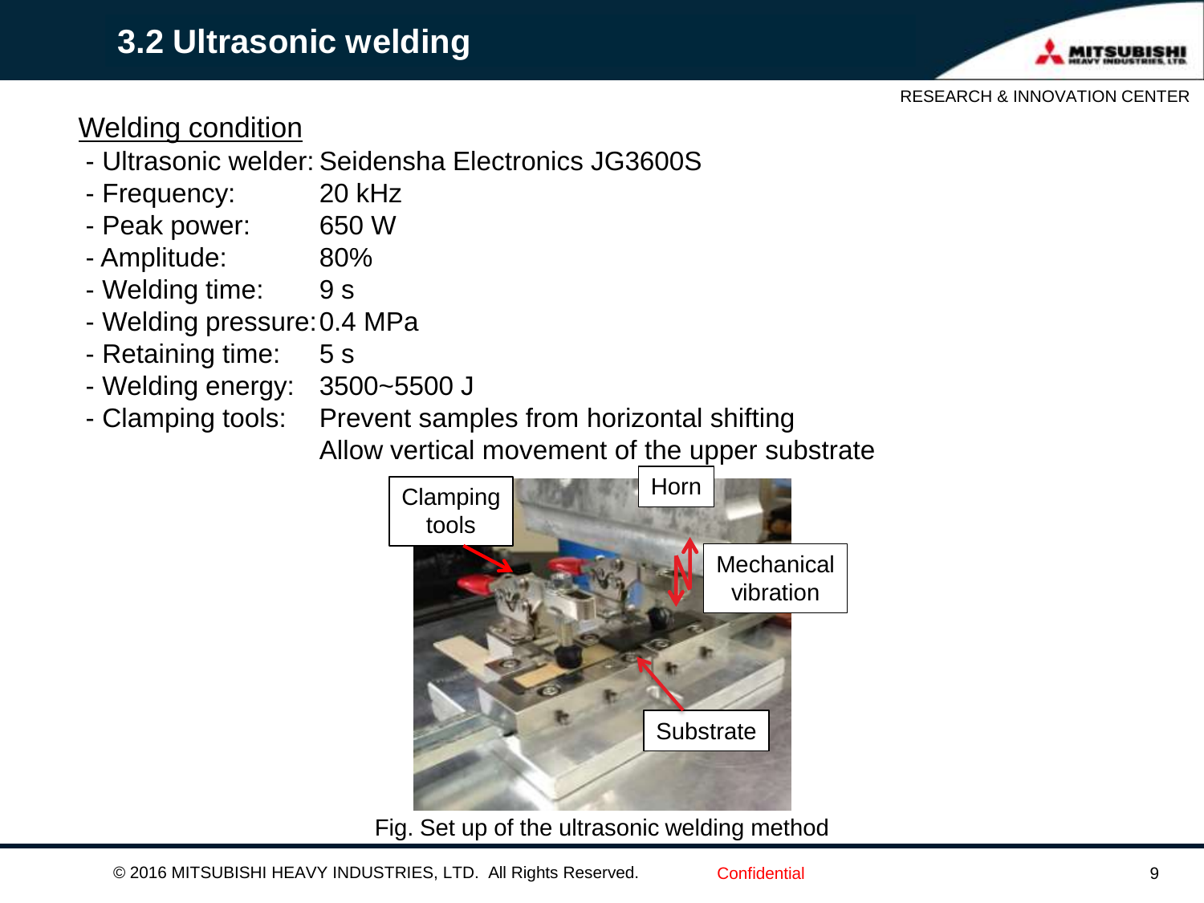# 3.2 Ultrasonic welding

Welding condition

- Ultrasonic welder: Seidensha Electronics JG3600S
- Frequency: 20 kHz
- Peak power: 650 W
- Amplitude: 80%
- Welding time: 9 s
- Welding pressure: 0.4 MPa
- Retaining time: 5 s
- Welding energy: 3500~5500 J
- Clamping tools: Prevent samples from horizontal shifting
  Allow vertical movement of the upper substrate

Fig. Set up of the ultrasonic welding method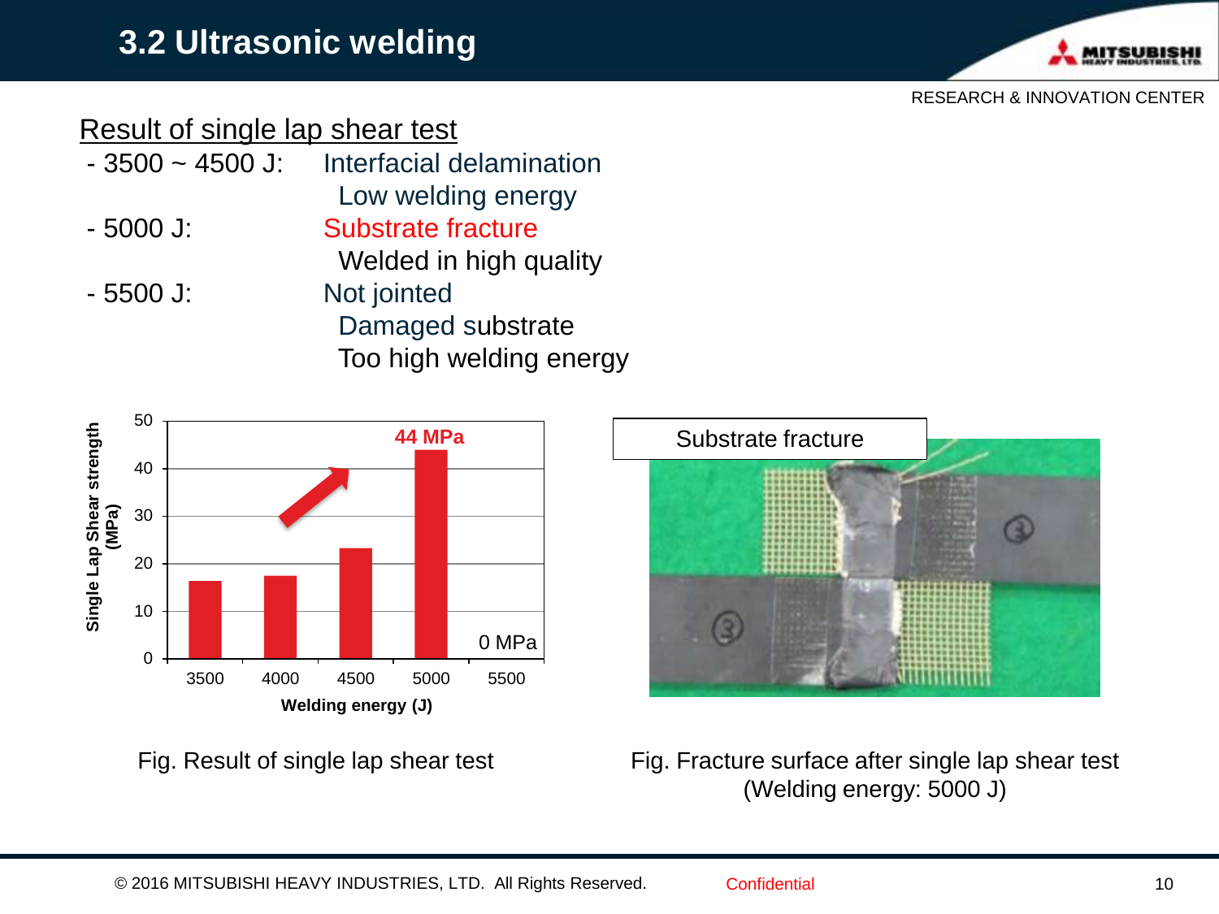# 3.2 Ultrasonic welding

## Result of single lap shear test

- 3500 ~ 4500 J: Interfacial delamination
  Low welding energy
- 5000 J: Substrate fracture
  Welded in high quality
- 5500 J: Not jointed
  Damaged substrate
  Too high welding energy

| Welding energy (J) | Single Lap Shear strength (MPa) |
|---|---|
| 3500 | ~16 |
| 4000 | ~17 |
| 4500 | ~23 |
| 5000 | 44 MPa |
| 5500 | 0 MPa |

Fig. Result of single lap shear test

Substrate fracture

Fig. Fracture surface after single lap shear test (Welding energy: 5000 J)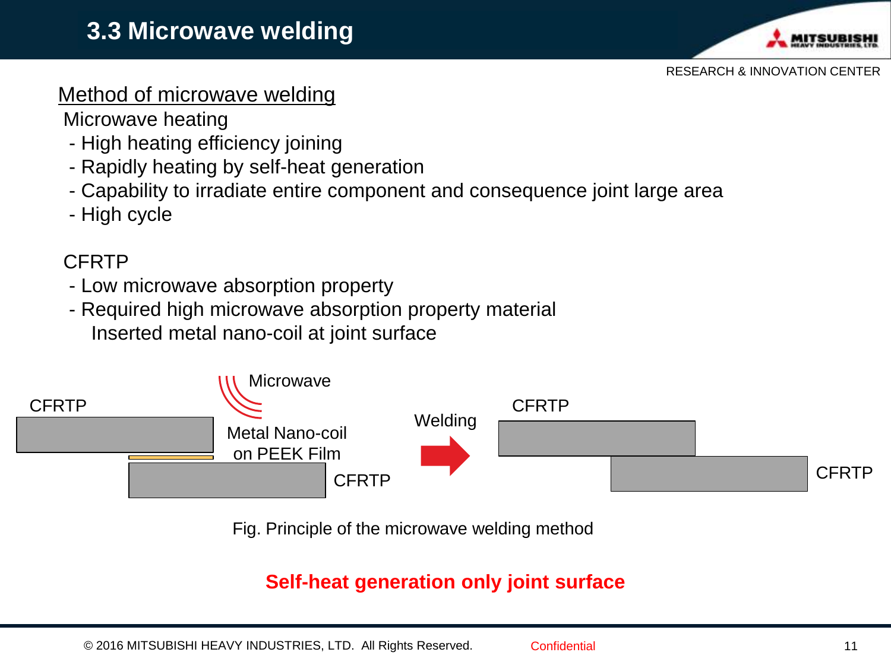# 3.3 Microwave welding

RESEARCH & INNOVATION CENTER

<u>Method of microwave welding</u>

Microwave heating

- High heating efficiency joining
- Rapidly heating by self-heat generation
- Capability to irradiate entire component and consequence joint large area
- High cycle

CFRTP

- Low microwave absorption property
- Required high microwave absorption property material
  Inserted metal nano-coil at joint surface

CFRTP | Microwave | Metal Nano-coil on PEEK Film | CFRTP | Welding | CFRTP | CFRTP

Fig. Principle of the microwave welding method

**Self-heat generation only joint surface**

© 2016 MITSUBISHI HEAVY INDUSTRIES, LTD. All Rights Reserved. Confidential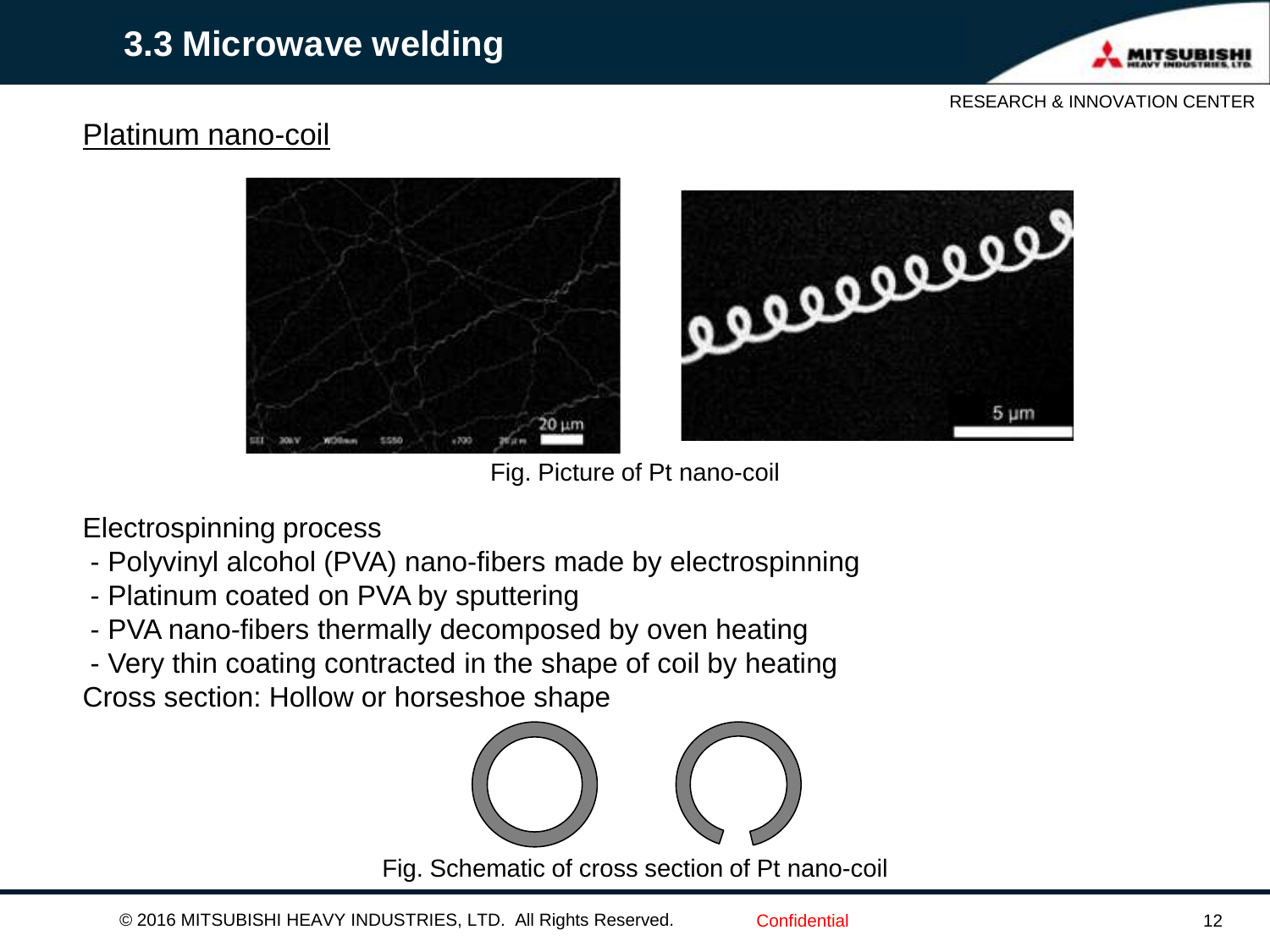# 3.3 Microwave welding

## Platinum nano-coil

Fig. Picture of Pt nano-coil

Electrospinning process

- Polyvinyl alcohol (PVA) nano-fibers made by electrospinning
- Platinum coated on PVA by sputtering
- PVA nano-fibers thermally decomposed by oven heating
- Very thin coating contracted in the shape of coil by heating

Cross section: Hollow or horseshoe shape

Fig. Schematic of cross section of Pt nano-coil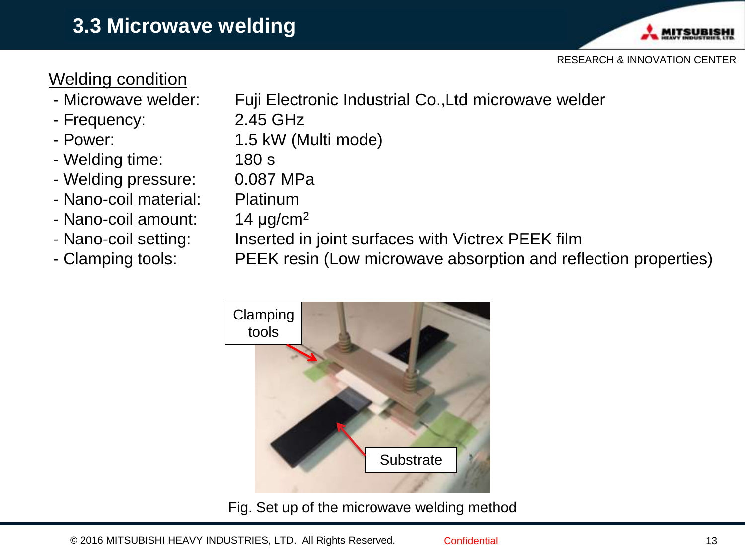# 3.3 Microwave welding

## Welding condition

- Microwave welder: Fuji Electronic Industrial Co.,Ltd microwave welder
- Frequency: 2.45 GHz
- Power: 1.5 kW (Multi mode)
- Welding time: 180 s
- Welding pressure: 0.087 MPa
- Nano-coil material: Platinum
- Nano-coil amount: 14 μg/cm$^2$
- Nano-coil setting: Inserted in joint surfaces with Victrex PEEK film
- Clamping tools: PEEK resin (Low microwave absorption and reflection properties)

Clamping tools

Substrate

Fig. Set up of the microwave welding method

© 2016 MITSUBISHI HEAVY INDUSTRIES, LTD. All Rights Reserved. Confidential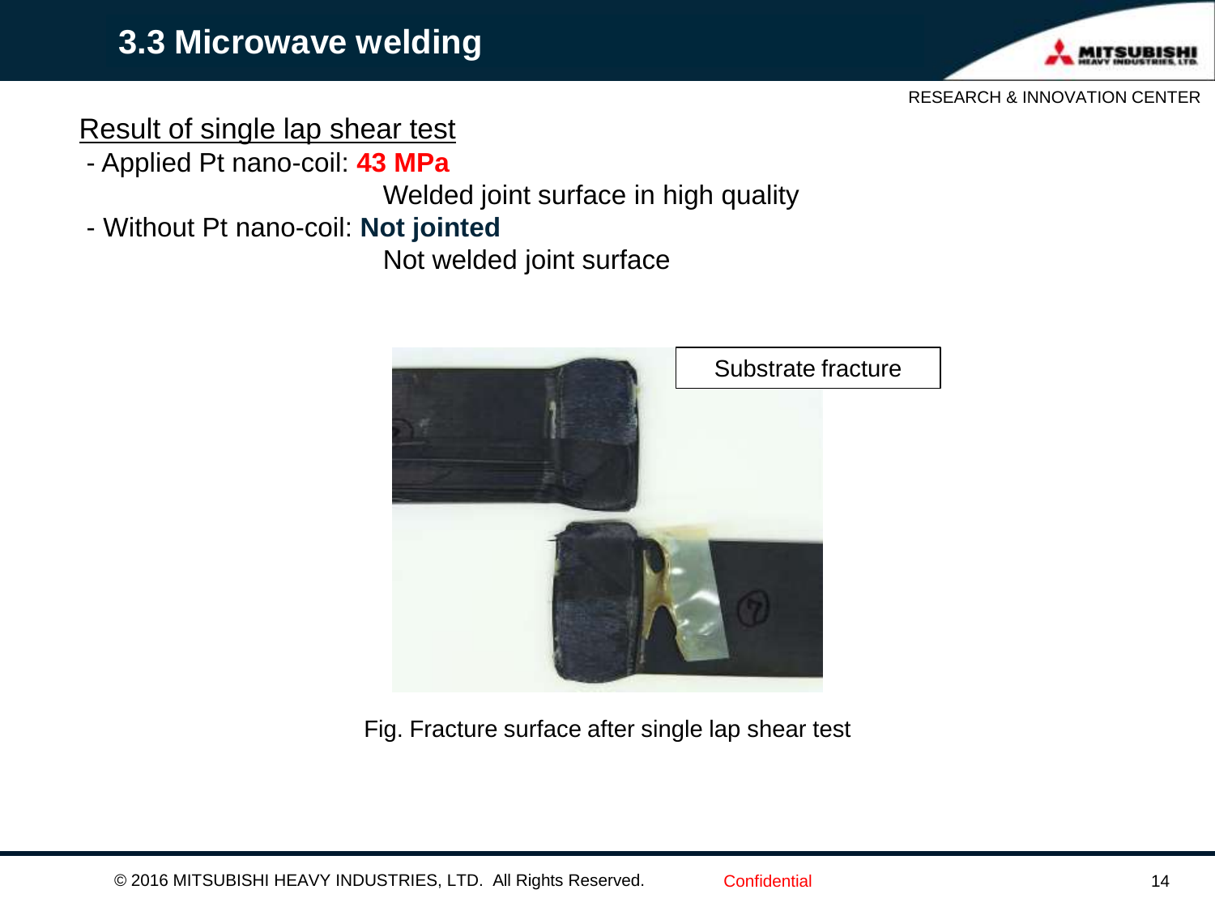# 3.3 Microwave welding

Result of single lap shear test

- Applied Pt nano-coil: **43 MPa**

  Welded joint surface in high quality

- Without Pt nano-coil: **Not jointed**

  Not welded joint surface

Substrate fracture

Fig. Fracture surface after single lap shear test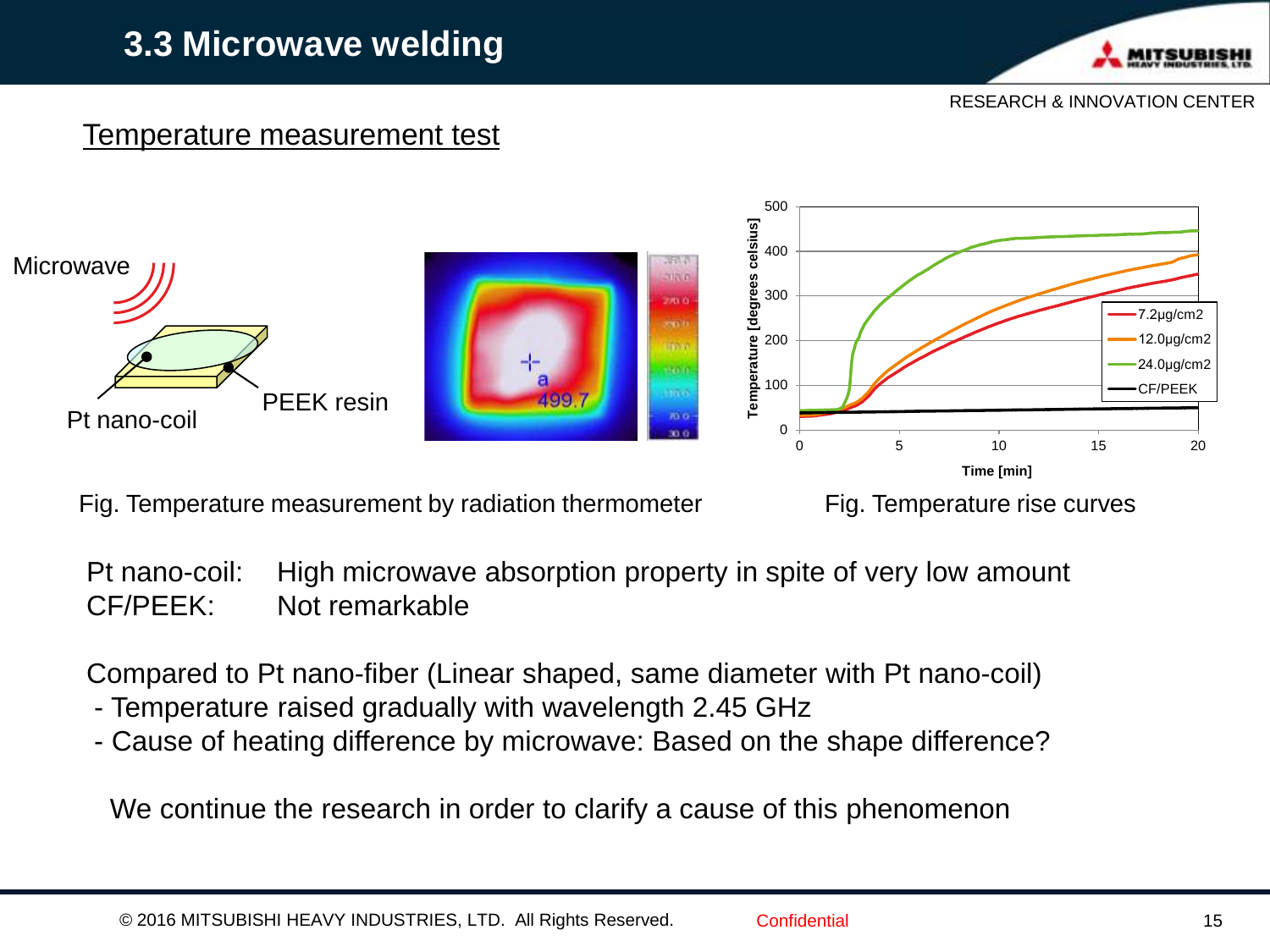# 3.3 Microwave welding

## Temperature measurement test

Microwave

PEEK resin

Pt nano-coil

Fig. Temperature measurement by radiation thermometer

Fig. Temperature rise curves

Pt nano-coil: High microwave absorption property in spite of very low amount

CF/PEEK: Not remarkable

Compared to Pt nano-fiber (Linear shaped, same diameter with Pt nano-coil)

- Temperature raised gradually with wavelength 2.45 GHz
- Cause of heating difference by microwave: Based on the shape difference?

We continue the research in order to clarify a cause of this phenomenon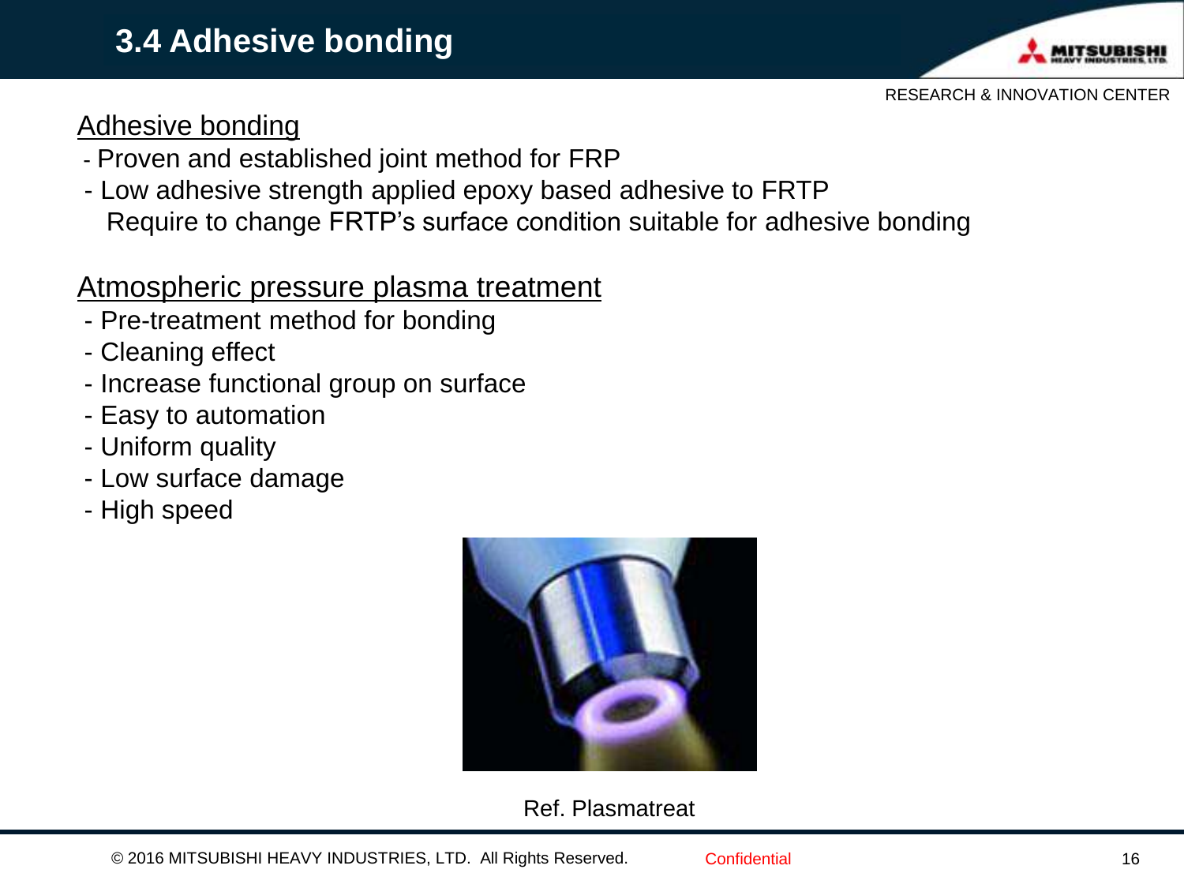# 3.4 Adhesive bonding

## Adhesive bonding

- Proven and established joint method for FRP
- Low adhesive strength applied epoxy based adhesive to FRTP
  Require to change FRTP's surface condition suitable for adhesive bonding

## Atmospheric pressure plasma treatment

- Pre-treatment method for bonding
- Cleaning effect
- Increase functional group on surface
- Easy to automation
- Uniform quality
- Low surface damage
- High speed

Ref. Plasmatreat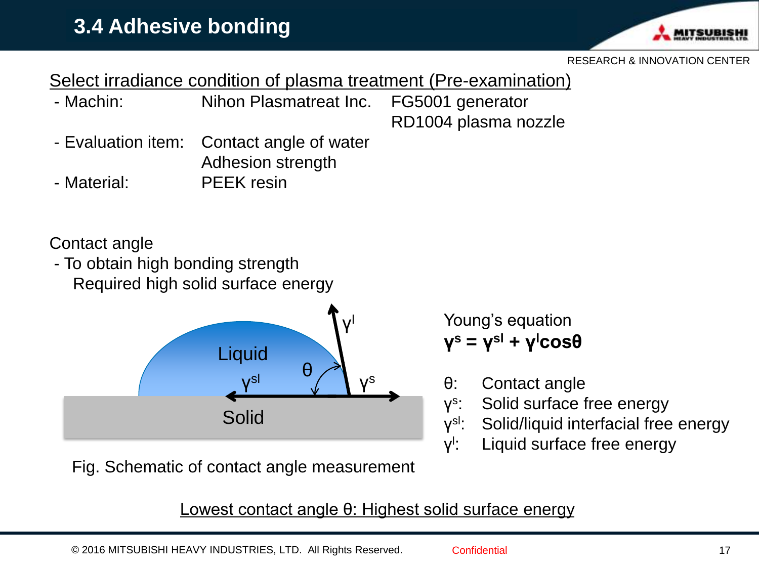# 3.4 Adhesive bonding

## Select irradiance condition of plasma treatment (Pre-examination)

- Machin: Nihon Plasmatreat Inc. FG5001 generator
  RD1004 plasma nozzle
- Evaluation item: Contact angle of water
  Adhesion strength
- Material: PEEK resin

Contact angle

- To obtain high bonding strength
  Required high solid surface energy

Fig. Schematic of contact angle measurement

Young's equation

$$\gamma^s = \gamma^{sl} + \gamma^l \cos\theta$$

- $\theta$: Contact angle
- $\gamma^s$: Solid surface free energy
- $\gamma^{sl}$: Solid/liquid interfacial free energy
- $\gamma^l$: Liquid surface free energy

Lowest contact angle $\theta$: Highest solid surface energy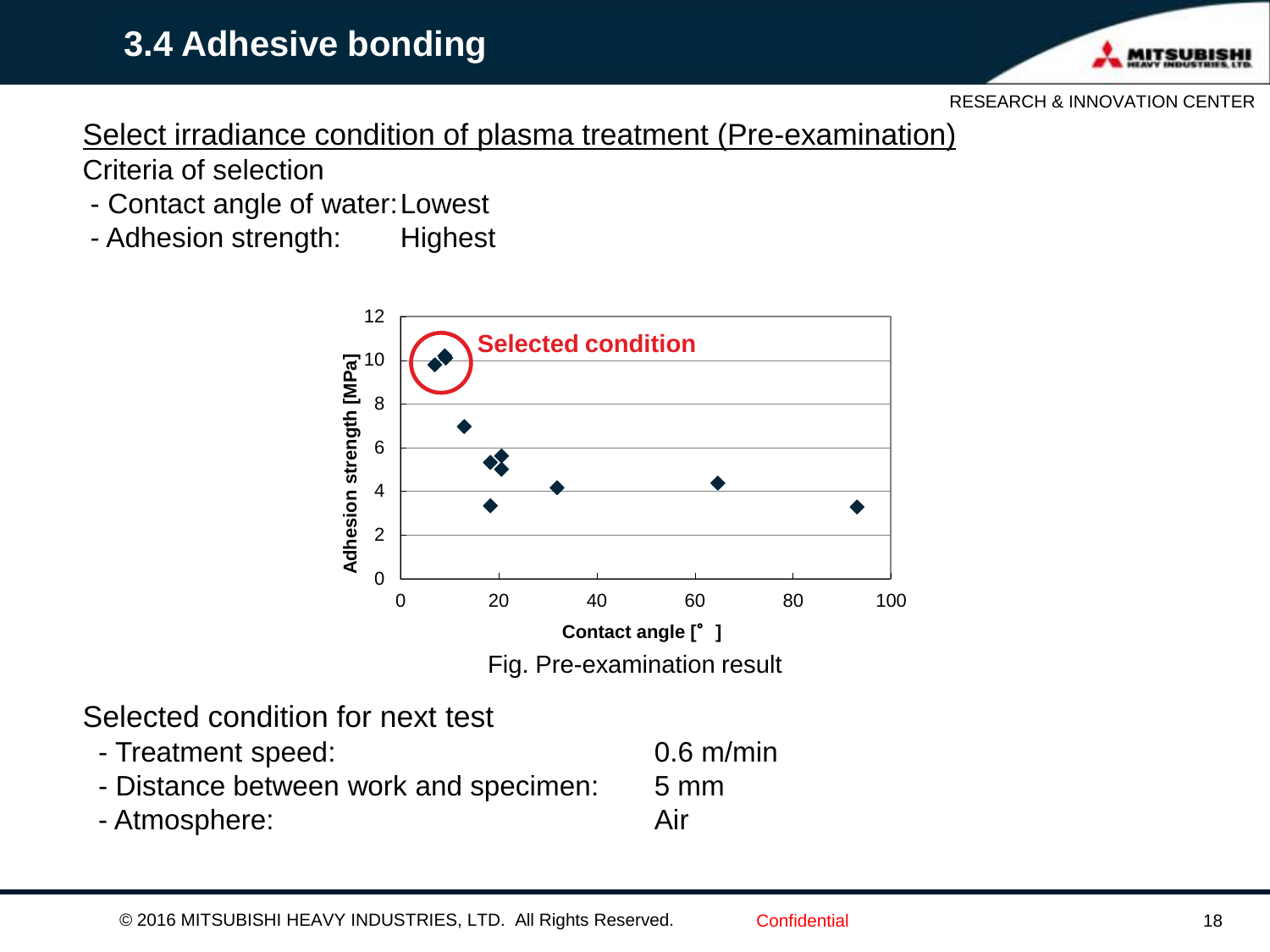# 3.4 Adhesive bonding

## Select irradiance condition of plasma treatment (Pre-examination)

Criteria of selection

- Contact angle of water: Lowest
- Adhesion strength: Highest

Fig. Pre-examination result

Selected condition for next test

- Treatment speed: 0.6 m/min
- Distance between work and specimen: 5 mm
- Atmosphere: Air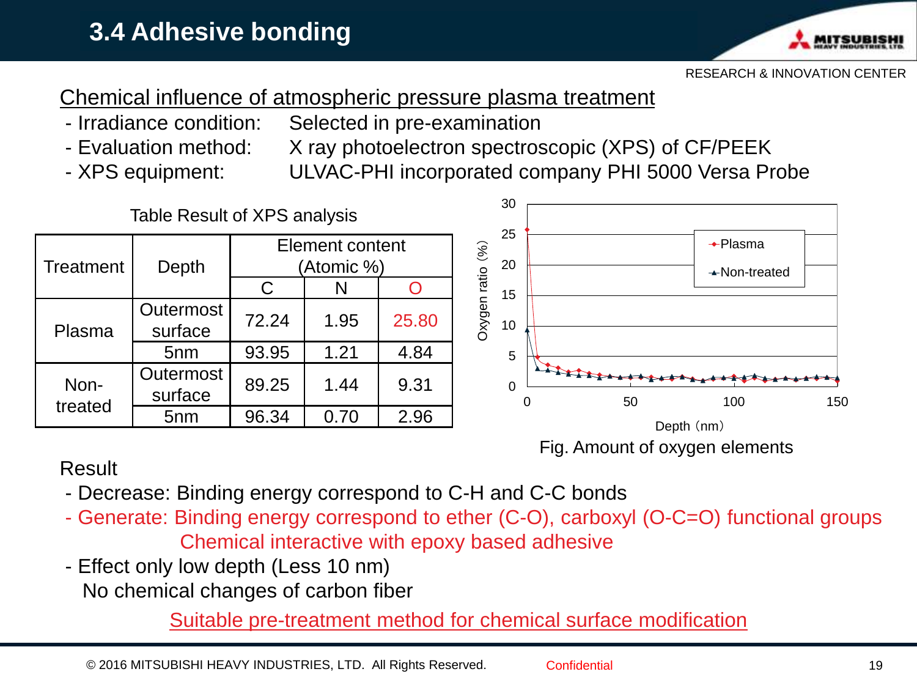# 3.4 Adhesive bonding

RESEARCH & INNOVATION CENTER

## Chemical influence of atmospheric pressure plasma treatment

- Irradiance condition: Selected in pre-examination
- Evaluation method: X ray photoelectron spectroscopic (XPS) of CF/PEEK
- XPS equipment: ULVAC-PHI incorporated company PHI 5000 Versa Probe

Table Result of XPS analysis

| Treatment | Depth | Element content (Atomic %) | | |
|---|---|---|---|---|
| | | C | N | O |
| Plasma | Outermost surface | 72.24 | 1.95 | 25.80 |
| | 5nm | 93.95 | 1.21 | 4.84 |
| Non-treated | Outermost surface | 89.25 | 1.44 | 9.31 |
| | 5nm | 96.34 | 0.70 | 2.96 |

Fig. Amount of oxygen elements

Result

- Decrease: Binding energy correspond to C-H and C-C bonds
- Generate: Binding energy correspond to ether (C-O), carboxyl (O-C=O) functional groups
  Chemical interactive with epoxy based adhesive
- Effect only low depth (Less 10 nm)
  No chemical changes of carbon fiber

Suitable pre-treatment method for chemical surface modification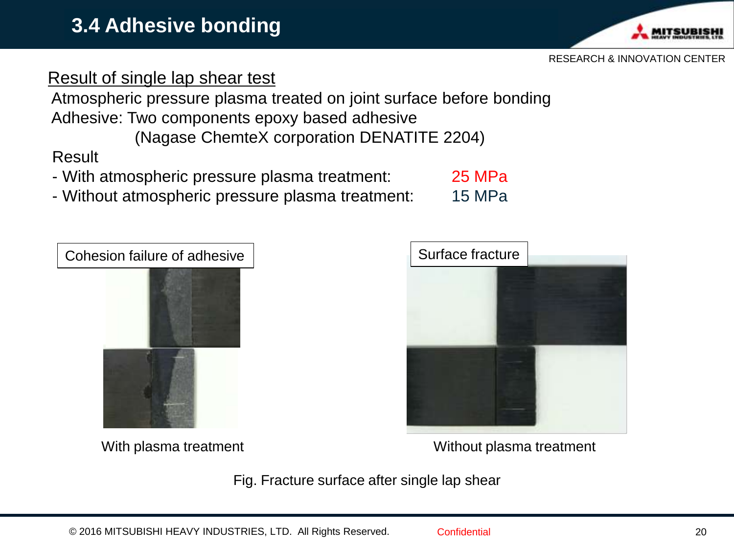# 3.4 Adhesive bonding

RESEARCH & INNOVATION CENTER

## Result of single lap shear test

Atmospheric pressure plasma treated on joint surface before bonding

Adhesive: Two components epoxy based adhesive
(Nagase ChemteX corporation DENATITE 2204)

Result

- With atmospheric pressure plasma treatment: 25 MPa
- Without atmospheric pressure plasma treatment: 15 MPa

Cohesion failure of adhesive

Surface fracture

With plasma treatment

Without plasma treatment

Fig. Fracture surface after single lap shear

© 2016 MITSUBISHI HEAVY INDUSTRIES, LTD. All Rights Reserved.

Confidential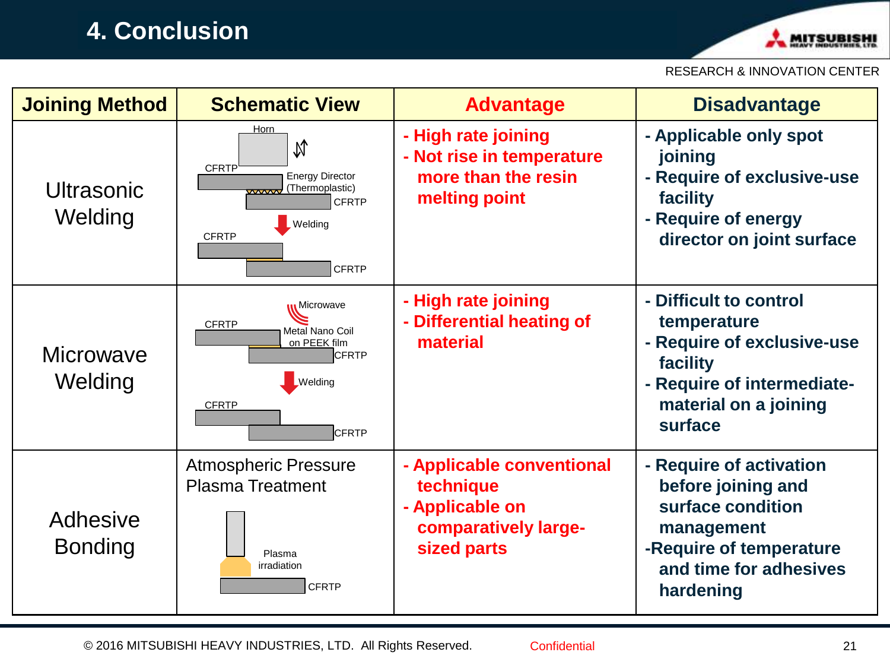# 4. Conclusion

| Joining Method | Schematic View | Advantage | Disadvantage |
|---|---|---|---|
| Ultrasonic Welding | Horn; CFRTP; Energy Director (Thermoplastic); CFRTP; Welding; CFRTP; CFRTP | - High rate joining<br>- Not rise in temperature more than the resin melting point | - Applicable only spot joining<br>- Require of exclusive-use facility<br>- Require of energy director on joint surface |
| Microwave Welding | Microwave; CFRTP; Metal Nano Coil on PEEK film; CFRTP; Welding; CFRTP; CFRTP | - High rate joining<br>- Differential heating of material | - Difficult to control temperature<br>- Require of exclusive-use facility<br>- Require of intermediate-material on a joining surface |
| Adhesive Bonding | Atmospheric Pressure Plasma Treatment; Plasma irradiation; CFRTP | - Applicable conventional technique<br>- Applicable on comparatively large-sized parts | - Require of activation before joining and surface condition management<br>-Require of temperature and time for adhesives hardening |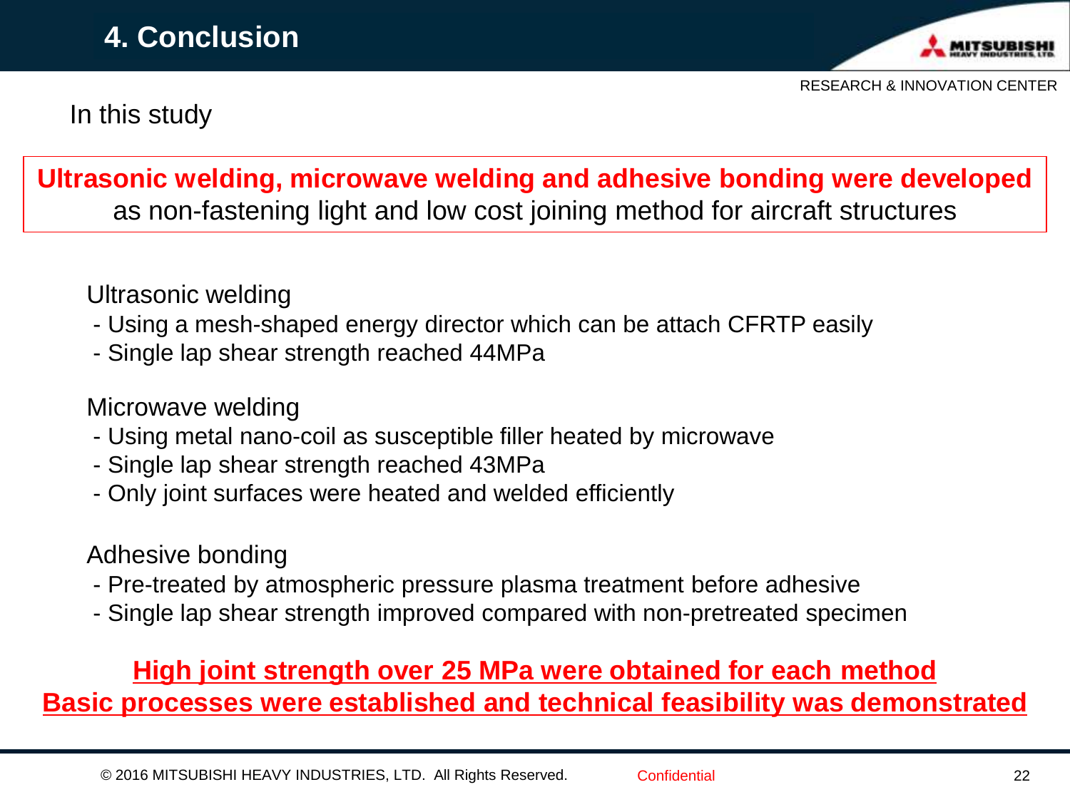# 4. Conclusion

RESEARCH & INNOVATION CENTER

In this study

**Ultrasonic welding, microwave welding and adhesive bonding were developed** as non-fastening light and low cost joining method for aircraft structures

Ultrasonic welding

- Using a mesh-shaped energy director which can be attach CFRTP easily
- Single lap shear strength reached 44MPa

Microwave welding

- Using metal nano-coil as susceptible filler heated by microwave
- Single lap shear strength reached 43MPa
- Only joint surfaces were heated and welded efficiently

Adhesive bonding

- Pre-treated by atmospheric pressure plasma treatment before adhesive
- Single lap shear strength improved compared with non-pretreated specimen

**High joint strength over 25 MPa were obtained for each method**

**Basic processes were established and technical feasibility was demonstrated**

© 2016 MITSUBISHI HEAVY INDUSTRIES, LTD. All Rights Reserved. Confidential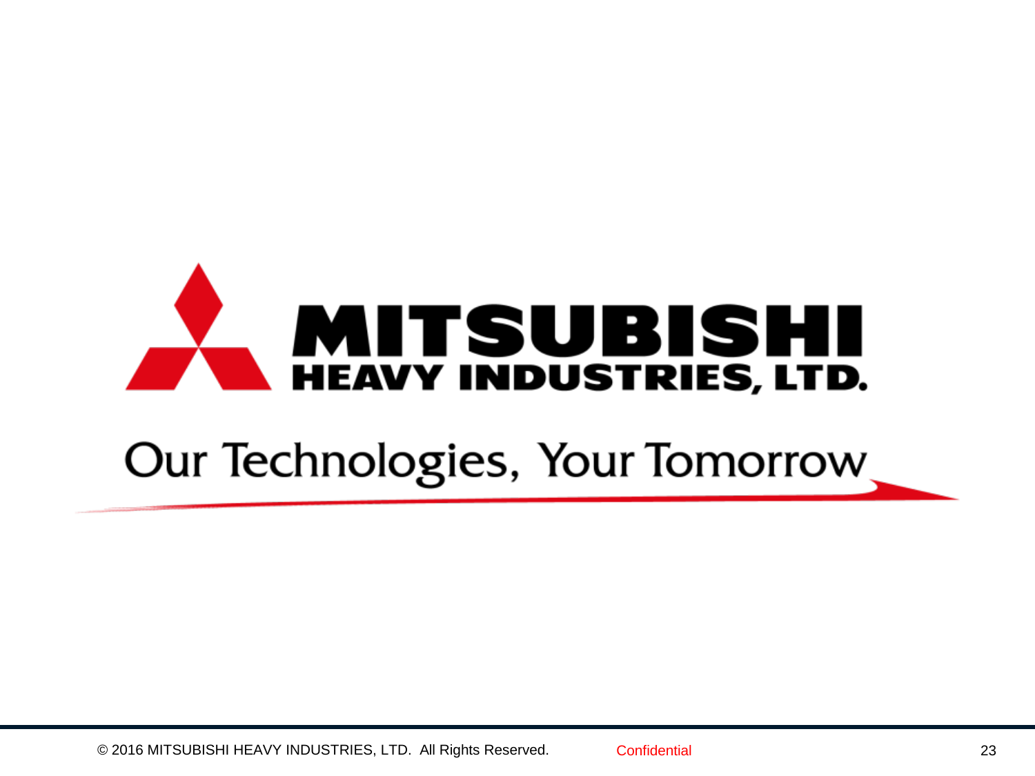MITSUBISHI
HEAVY INDUSTRIES, LTD.

Our Technologies, Your Tomorrow